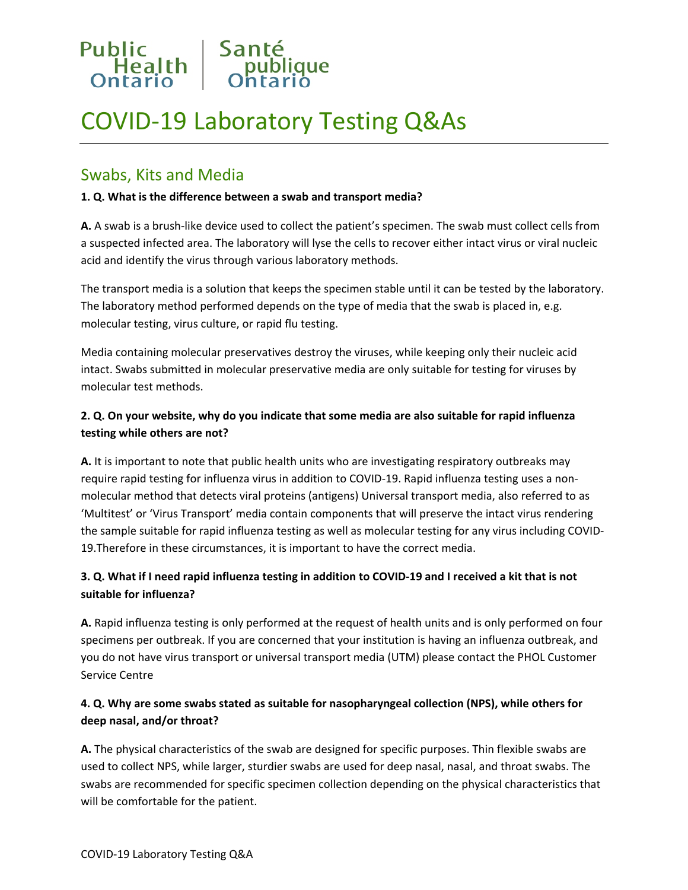Public Health Ontario | Santé publique Ontario

# COVID-19 Laboratory Testing Q&As

## Swabs, Kits and Media

**1. Q. What is the difference between a swab and transport media?**

**A.** A swab is a brush-like device used to collect the patient's specimen. The swab must collect cells from a suspected infected area. The laboratory will lyse the cells to recover either intact virus or viral nucleic acid and identify the virus through various laboratory methods.

The transport media is a solution that keeps the specimen stable until it can be tested by the laboratory. The laboratory method performed depends on the type of media that the swab is placed in, e.g. molecular testing, virus culture, or rapid flu testing.

Media containing molecular preservatives destroy the viruses, while keeping only their nucleic acid intact. Swabs submitted in molecular preservative media are only suitable for testing for viruses by molecular test methods.

**2. Q. On your website, why do you indicate that some media are also suitable for rapid influenza testing while others are not?**

**A.** It is important to note that public health units who are investigating respiratory outbreaks may require rapid testing for influenza virus in addition to COVID-19. Rapid influenza testing uses a non-molecular method that detects viral proteins (antigens) Universal transport media, also referred to as 'Multitest' or 'Virus Transport' media contain components that will preserve the intact virus rendering the sample suitable for rapid influenza testing as well as molecular testing for any virus including COVID-19.Therefore in these circumstances, it is important to have the correct media.

**3. Q. What if I need rapid influenza testing in addition to COVID-19 and I received a kit that is not suitable for influenza?**

**A.** Rapid influenza testing is only performed at the request of health units and is only performed on four specimens per outbreak. If you are concerned that your institution is having an influenza outbreak, and you do not have virus transport or universal transport media (UTM) please contact the PHOL Customer Service Centre

**4. Q. Why are some swabs stated as suitable for nasopharyngeal collection (NPS), while others for deep nasal, and/or throat?**

**A.** The physical characteristics of the swab are designed for specific purposes. Thin flexible swabs are used to collect NPS, while larger, sturdier swabs are used for deep nasal, nasal, and throat swabs. The swabs are recommended for specific specimen collection depending on the physical characteristics that will be comfortable for the patient.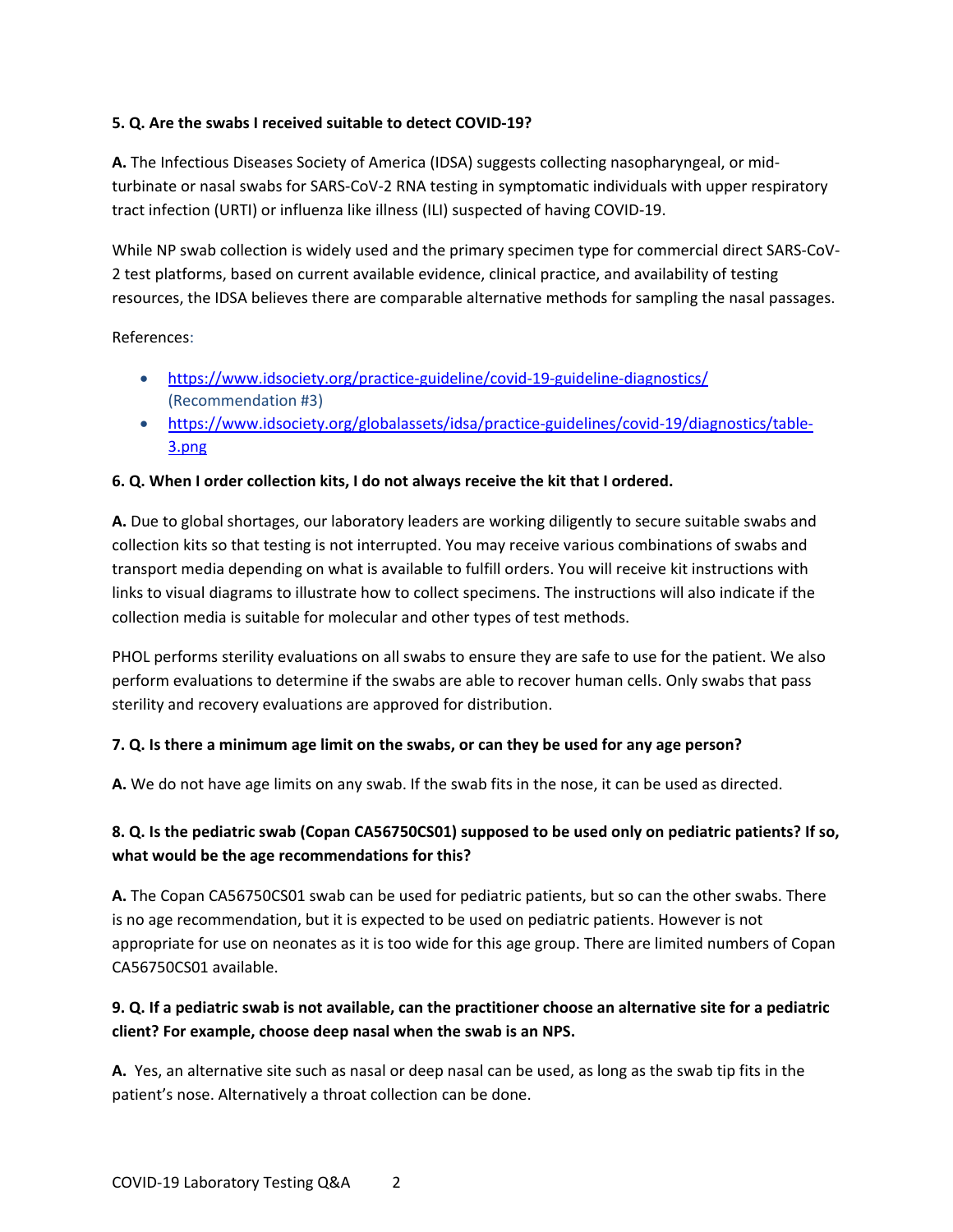**5. Q. Are the swabs I received suitable to detect COVID-19?**

**A.** The Infectious Diseases Society of America (IDSA) suggests collecting nasopharyngeal, or mid-turbinate or nasal swabs for SARS-CoV-2 RNA testing in symptomatic individuals with upper respiratory tract infection (URTI) or influenza like illness (ILI) suspected of having COVID-19.

While NP swab collection is widely used and the primary specimen type for commercial direct SARS-CoV-2 test platforms, based on current available evidence, clinical practice, and availability of testing resources, the IDSA believes there are comparable alternative methods for sampling the nasal passages.

References:

- https://www.idsociety.org/practice-guideline/covid-19-guideline-diagnostics/ (Recommendation #3)
- https://www.idsociety.org/globalassets/idsa/practice-guidelines/covid-19/diagnostics/table-3.png

**6. Q. When I order collection kits, I do not always receive the kit that I ordered.**

**A.** Due to global shortages, our laboratory leaders are working diligently to secure suitable swabs and collection kits so that testing is not interrupted. You may receive various combinations of swabs and transport media depending on what is available to fulfill orders. You will receive kit instructions with links to visual diagrams to illustrate how to collect specimens. The instructions will also indicate if the collection media is suitable for molecular and other types of test methods.

PHOL performs sterility evaluations on all swabs to ensure they are safe to use for the patient. We also perform evaluations to determine if the swabs are able to recover human cells. Only swabs that pass sterility and recovery evaluations are approved for distribution.

**7. Q. Is there a minimum age limit on the swabs, or can they be used for any age person?**

**A.** We do not have age limits on any swab. If the swab fits in the nose, it can be used as directed.

**8. Q. Is the pediatric swab (Copan CA56750CS01) supposed to be used only on pediatric patients? If so, what would be the age recommendations for this?**

**A.** The Copan CA56750CS01 swab can be used for pediatric patients, but so can the other swabs. There is no age recommendation, but it is expected to be used on pediatric patients. However is not appropriate for use on neonates as it is too wide for this age group. There are limited numbers of Copan CA56750CS01 available.

**9. Q. If a pediatric swab is not available, can the practitioner choose an alternative site for a pediatric client? For example, choose deep nasal when the swab is an NPS.**

**A.** Yes, an alternative site such as nasal or deep nasal can be used, as long as the swab tip fits in the patient's nose. Alternatively a throat collection can be done.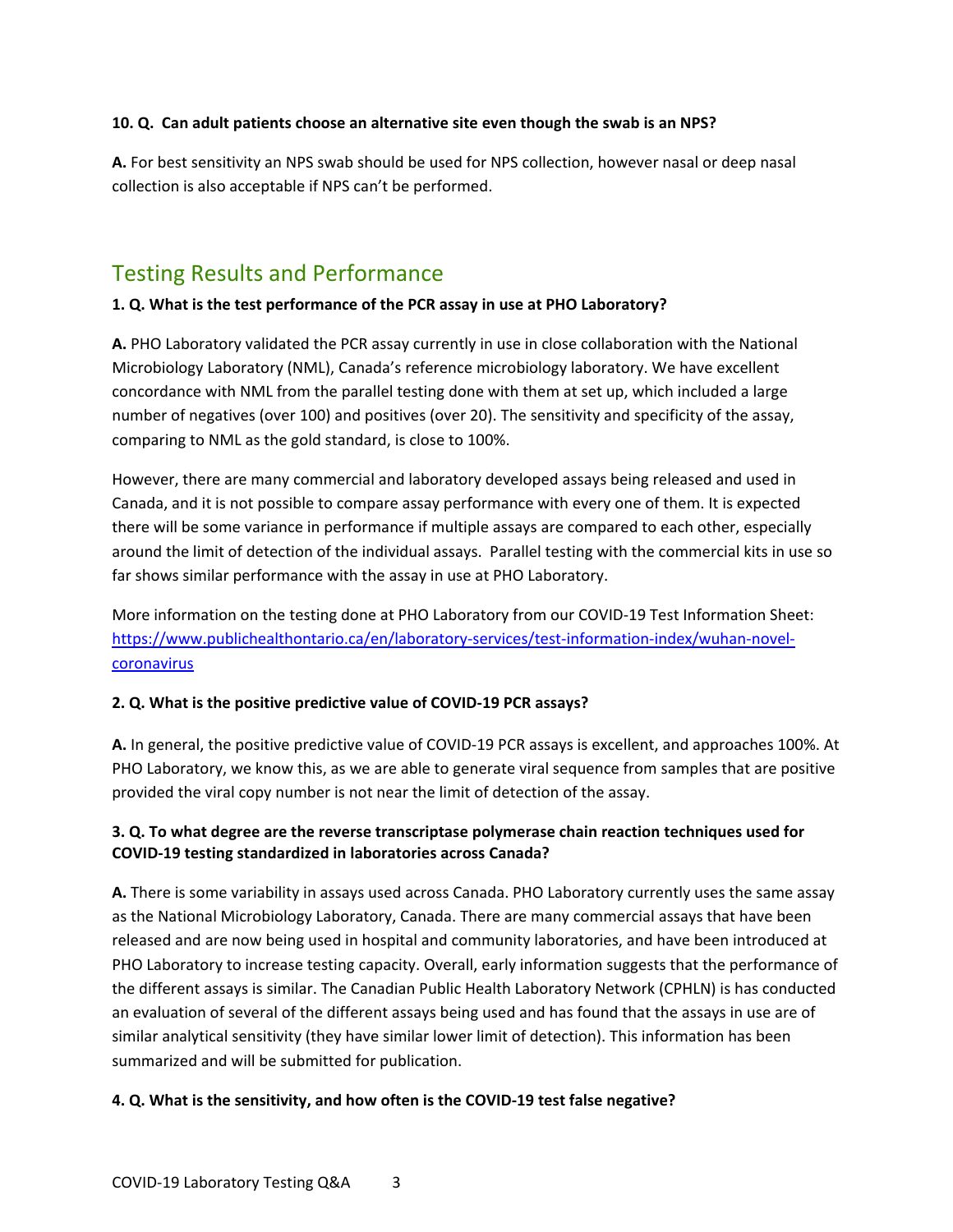**10. Q. Can adult patients choose an alternative site even though the swab is an NPS?**

**A.** For best sensitivity an NPS swab should be used for NPS collection, however nasal or deep nasal collection is also acceptable if NPS can't be performed.

## Testing Results and Performance

**1. Q. What is the test performance of the PCR assay in use at PHO Laboratory?**

**A.** PHO Laboratory validated the PCR assay currently in use in close collaboration with the National Microbiology Laboratory (NML), Canada's reference microbiology laboratory. We have excellent concordance with NML from the parallel testing done with them at set up, which included a large number of negatives (over 100) and positives (over 20). The sensitivity and specificity of the assay, comparing to NML as the gold standard, is close to 100%.

However, there are many commercial and laboratory developed assays being released and used in Canada, and it is not possible to compare assay performance with every one of them. It is expected there will be some variance in performance if multiple assays are compared to each other, especially around the limit of detection of the individual assays. Parallel testing with the commercial kits in use so far shows similar performance with the assay in use at PHO Laboratory.

More information on the testing done at PHO Laboratory from our COVID-19 Test Information Sheet: [https://www.publichealthontario.ca/en/laboratory-services/test-information-index/wuhan-novel-coronavirus](https://www.publichealthontario.ca/en/laboratory-services/test-information-index/wuhan-novel-coronavirus)

**2. Q. What is the positive predictive value of COVID-19 PCR assays?**

**A.** In general, the positive predictive value of COVID-19 PCR assays is excellent, and approaches 100%. At PHO Laboratory, we know this, as we are able to generate viral sequence from samples that are positive provided the viral copy number is not near the limit of detection of the assay.

**3. Q. To what degree are the reverse transcriptase polymerase chain reaction techniques used for COVID-19 testing standardized in laboratories across Canada?**

**A.** There is some variability in assays used across Canada. PHO Laboratory currently uses the same assay as the National Microbiology Laboratory, Canada. There are many commercial assays that have been released and are now being used in hospital and community laboratories, and have been introduced at PHO Laboratory to increase testing capacity. Overall, early information suggests that the performance of the different assays is similar. The Canadian Public Health Laboratory Network (CPHLN) is has conducted an evaluation of several of the different assays being used and has found that the assays in use are of similar analytical sensitivity (they have similar lower limit of detection). This information has been summarized and will be submitted for publication.

**4. Q. What is the sensitivity, and how often is the COVID-19 test false negative?**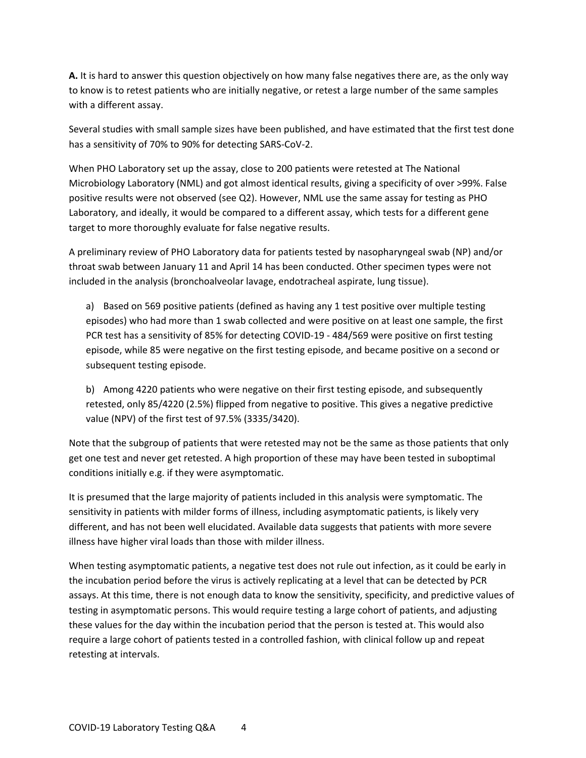**A.** It is hard to answer this question objectively on how many false negatives there are, as the only way to know is to retest patients who are initially negative, or retest a large number of the same samples with a different assay.

Several studies with small sample sizes have been published, and have estimated that the first test done has a sensitivity of 70% to 90% for detecting SARS-CoV-2.

When PHO Laboratory set up the assay, close to 200 patients were retested at The National Microbiology Laboratory (NML) and got almost identical results, giving a specificity of over >99%. False positive results were not observed (see Q2). However, NML use the same assay for testing as PHO Laboratory, and ideally, it would be compared to a different assay, which tests for a different gene target to more thoroughly evaluate for false negative results.

A preliminary review of PHO Laboratory data for patients tested by nasopharyngeal swab (NP) and/or throat swab between January 11 and April 14 has been conducted. Other specimen types were not included in the analysis (bronchoalveolar lavage, endotracheal aspirate, lung tissue).

a) Based on 569 positive patients (defined as having any 1 test positive over multiple testing episodes) who had more than 1 swab collected and were positive on at least one sample, the first PCR test has a sensitivity of 85% for detecting COVID-19 - 484/569 were positive on first testing episode, while 85 were negative on the first testing episode, and became positive on a second or subsequent testing episode.

b) Among 4220 patients who were negative on their first testing episode, and subsequently retested, only 85/4220 (2.5%) flipped from negative to positive. This gives a negative predictive value (NPV) of the first test of 97.5% (3335/3420).

Note that the subgroup of patients that were retested may not be the same as those patients that only get one test and never get retested. A high proportion of these may have been tested in suboptimal conditions initially e.g. if they were asymptomatic.

It is presumed that the large majority of patients included in this analysis were symptomatic. The sensitivity in patients with milder forms of illness, including asymptomatic patients, is likely very different, and has not been well elucidated. Available data suggests that patients with more severe illness have higher viral loads than those with milder illness.

When testing asymptomatic patients, a negative test does not rule out infection, as it could be early in the incubation period before the virus is actively replicating at a level that can be detected by PCR assays. At this time, there is not enough data to know the sensitivity, specificity, and predictive values of testing in asymptomatic persons. This would require testing a large cohort of patients, and adjusting these values for the day within the incubation period that the person is tested at. This would also require a large cohort of patients tested in a controlled fashion, with clinical follow up and repeat retesting at intervals.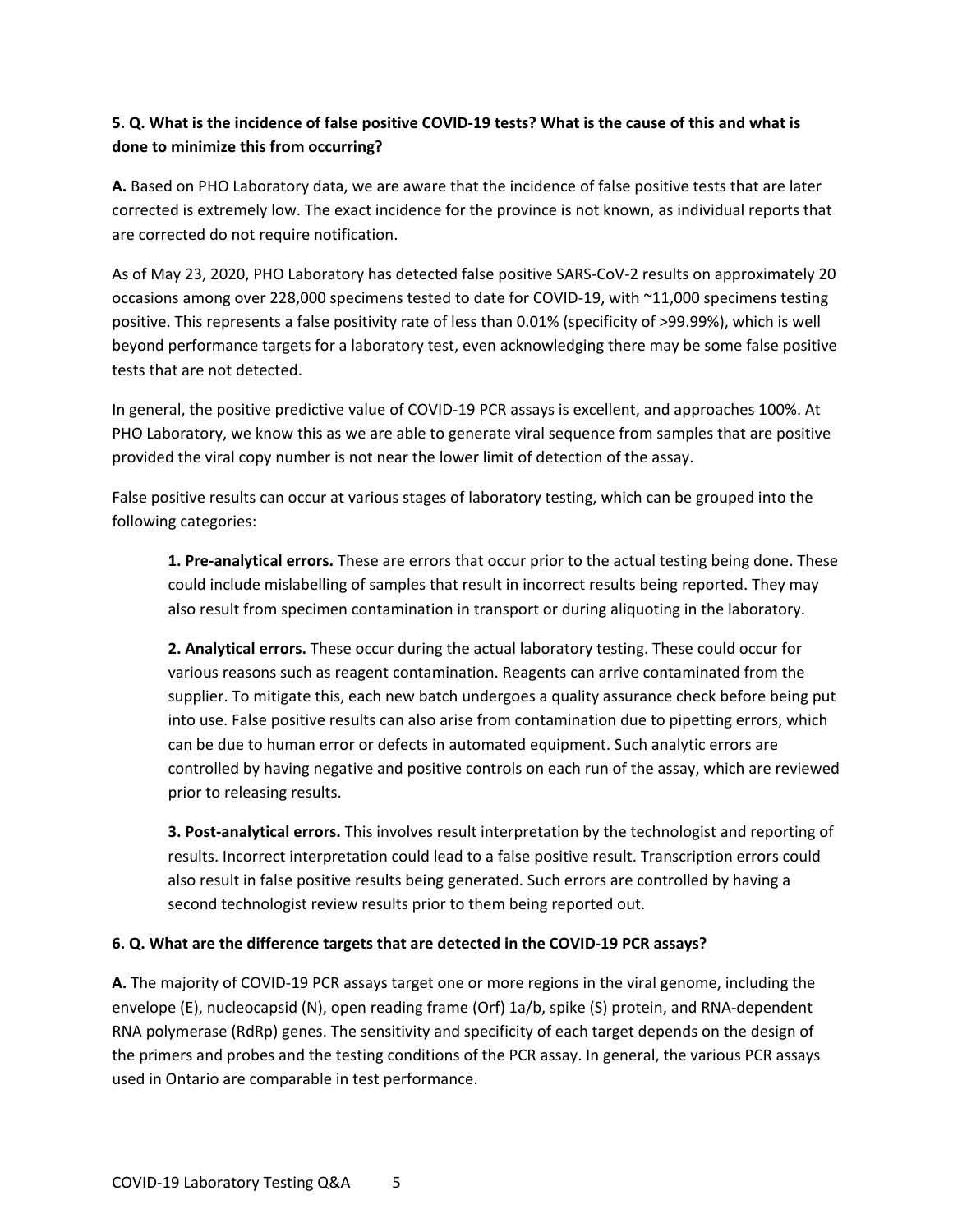**5. Q. What is the incidence of false positive COVID-19 tests? What is the cause of this and what is done to minimize this from occurring?**

**A.** Based on PHO Laboratory data, we are aware that the incidence of false positive tests that are later corrected is extremely low. The exact incidence for the province is not known, as individual reports that are corrected do not require notification.

As of May 23, 2020, PHO Laboratory has detected false positive SARS-CoV-2 results on approximately 20 occasions among over 228,000 specimens tested to date for COVID-19, with ~11,000 specimens testing positive. This represents a false positivity rate of less than 0.01% (specificity of >99.99%), which is well beyond performance targets for a laboratory test, even acknowledging there may be some false positive tests that are not detected.

In general, the positive predictive value of COVID-19 PCR assays is excellent, and approaches 100%. At PHO Laboratory, we know this as we are able to generate viral sequence from samples that are positive provided the viral copy number is not near the lower limit of detection of the assay.

False positive results can occur at various stages of laboratory testing, which can be grouped into the following categories:

> **1. Pre-analytical errors.** These are errors that occur prior to the actual testing being done. These could include mislabelling of samples that result in incorrect results being reported. They may also result from specimen contamination in transport or during aliquoting in the laboratory.
>
> **2. Analytical errors.** These occur during the actual laboratory testing. These could occur for various reasons such as reagent contamination. Reagents can arrive contaminated from the supplier. To mitigate this, each new batch undergoes a quality assurance check before being put into use. False positive results can also arise from contamination due to pipetting errors, which can be due to human error or defects in automated equipment. Such analytic errors are controlled by having negative and positive controls on each run of the assay, which are reviewed prior to releasing results.
>
> **3. Post-analytical errors.** This involves result interpretation by the technologist and reporting of results. Incorrect interpretation could lead to a false positive result. Transcription errors could also result in false positive results being generated. Such errors are controlled by having a second technologist review results prior to them being reported out.

**6. Q. What are the difference targets that are detected in the COVID-19 PCR assays?**

**A.** The majority of COVID-19 PCR assays target one or more regions in the viral genome, including the envelope (E), nucleocapsid (N), open reading frame (Orf) 1a/b, spike (S) protein, and RNA-dependent RNA polymerase (RdRp) genes. The sensitivity and specificity of each target depends on the design of the primers and probes and the testing conditions of the PCR assay. In general, the various PCR assays used in Ontario are comparable in test performance.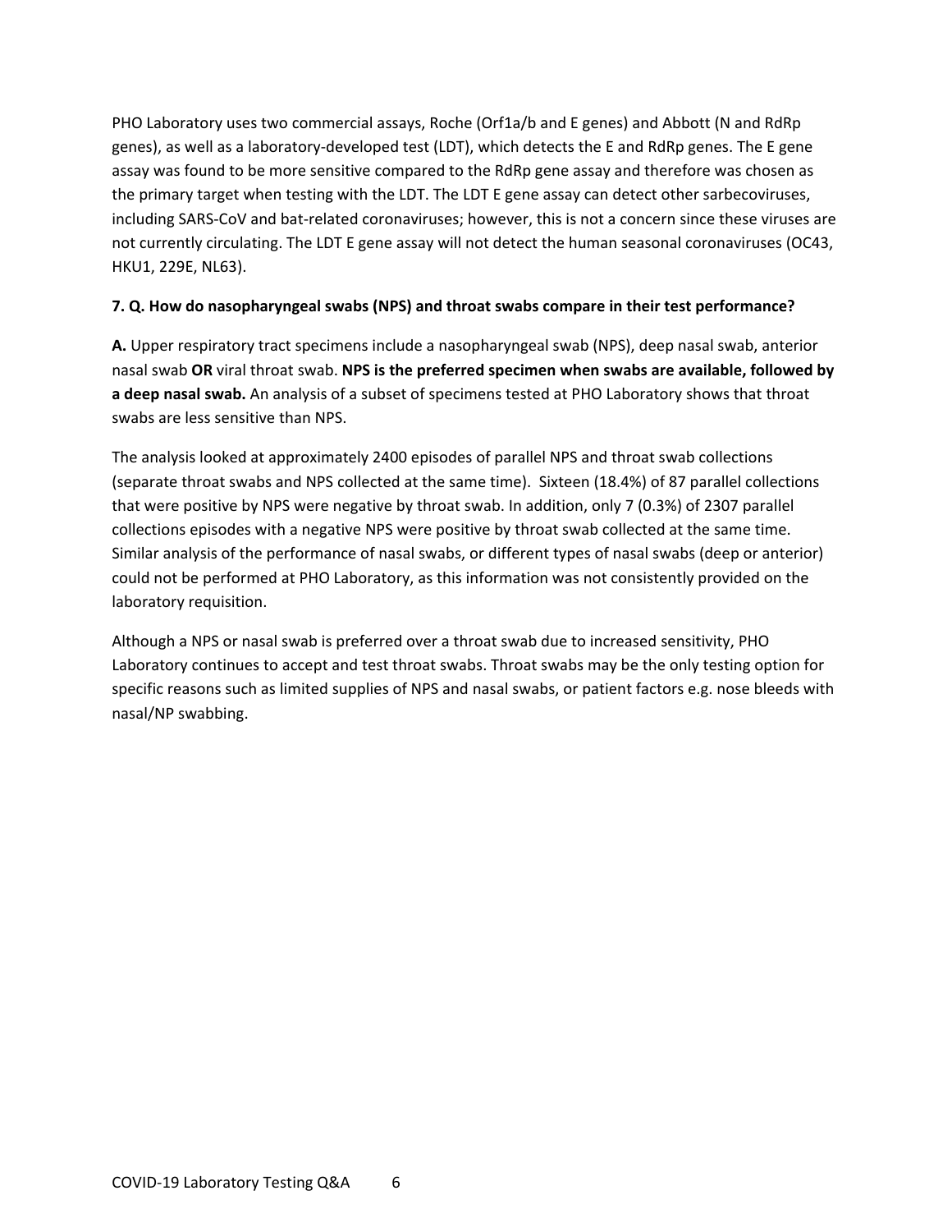PHO Laboratory uses two commercial assays, Roche (Orf1a/b and E genes) and Abbott (N and RdRp genes), as well as a laboratory-developed test (LDT), which detects the E and RdRp genes. The E gene assay was found to be more sensitive compared to the RdRp gene assay and therefore was chosen as the primary target when testing with the LDT. The LDT E gene assay can detect other sarbecoviruses, including SARS-CoV and bat-related coronaviruses; however, this is not a concern since these viruses are not currently circulating. The LDT E gene assay will not detect the human seasonal coronaviruses (OC43, HKU1, 229E, NL63).

**7. Q. How do nasopharyngeal swabs (NPS) and throat swabs compare in their test performance?**

**A.** Upper respiratory tract specimens include a nasopharyngeal swab (NPS), deep nasal swab, anterior nasal swab **OR** viral throat swab. **NPS is the preferred specimen when swabs are available, followed by a deep nasal swab.** An analysis of a subset of specimens tested at PHO Laboratory shows that throat swabs are less sensitive than NPS.

The analysis looked at approximately 2400 episodes of parallel NPS and throat swab collections (separate throat swabs and NPS collected at the same time). Sixteen (18.4%) of 87 parallel collections that were positive by NPS were negative by throat swab. In addition, only 7 (0.3%) of 2307 parallel collections episodes with a negative NPS were positive by throat swab collected at the same time. Similar analysis of the performance of nasal swabs, or different types of nasal swabs (deep or anterior) could not be performed at PHO Laboratory, as this information was not consistently provided on the laboratory requisition.

Although a NPS or nasal swab is preferred over a throat swab due to increased sensitivity, PHO Laboratory continues to accept and test throat swabs. Throat swabs may be the only testing option for specific reasons such as limited supplies of NPS and nasal swabs, or patient factors e.g. nose bleeds with nasal/NP swabbing.